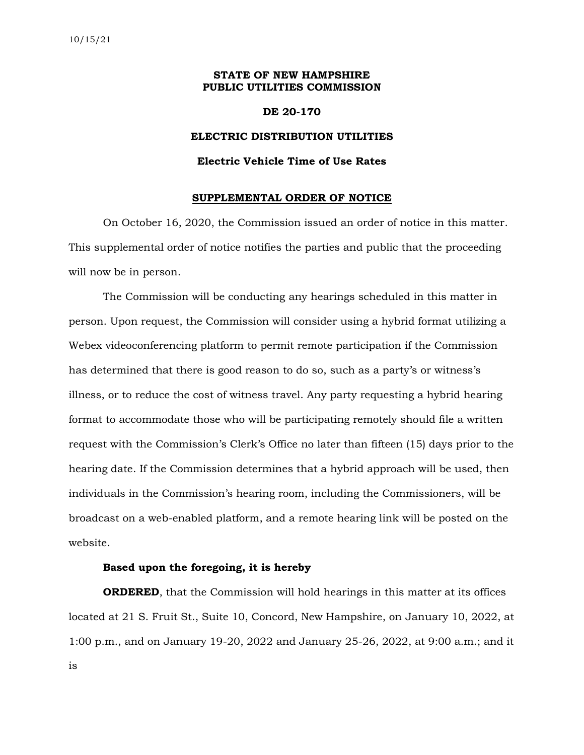10/15/21

**STATE OF NEW HAMPSHIRE**
**PUBLIC UTILITIES COMMISSION**

**DE 20-170**

**ELECTRIC DISTRIBUTION UTILITIES**

**Electric Vehicle Time of Use Rates**

**SUPPLEMENTAL ORDER OF NOTICE**

On October 16, 2020, the Commission issued an order of notice in this matter. This supplemental order of notice notifies the parties and public that the proceeding will now be in person.

The Commission will be conducting any hearings scheduled in this matter in person. Upon request, the Commission will consider using a hybrid format utilizing a Webex videoconferencing platform to permit remote participation if the Commission has determined that there is good reason to do so, such as a party's or witness's illness, or to reduce the cost of witness travel. Any party requesting a hybrid hearing format to accommodate those who will be participating remotely should file a written request with the Commission's Clerk's Office no later than fifteen (15) days prior to the hearing date. If the Commission determines that a hybrid approach will be used, then individuals in the Commission's hearing room, including the Commissioners, will be broadcast on a web-enabled platform, and a remote hearing link will be posted on the website.

**Based upon the foregoing, it is hereby**

**ORDERED**, that the Commission will hold hearings in this matter at its offices located at 21 S. Fruit St., Suite 10, Concord, New Hampshire, on January 10, 2022, at 1:00 p.m., and on January 19-20, 2022 and January 25-26, 2022, at 9:00 a.m.; and it is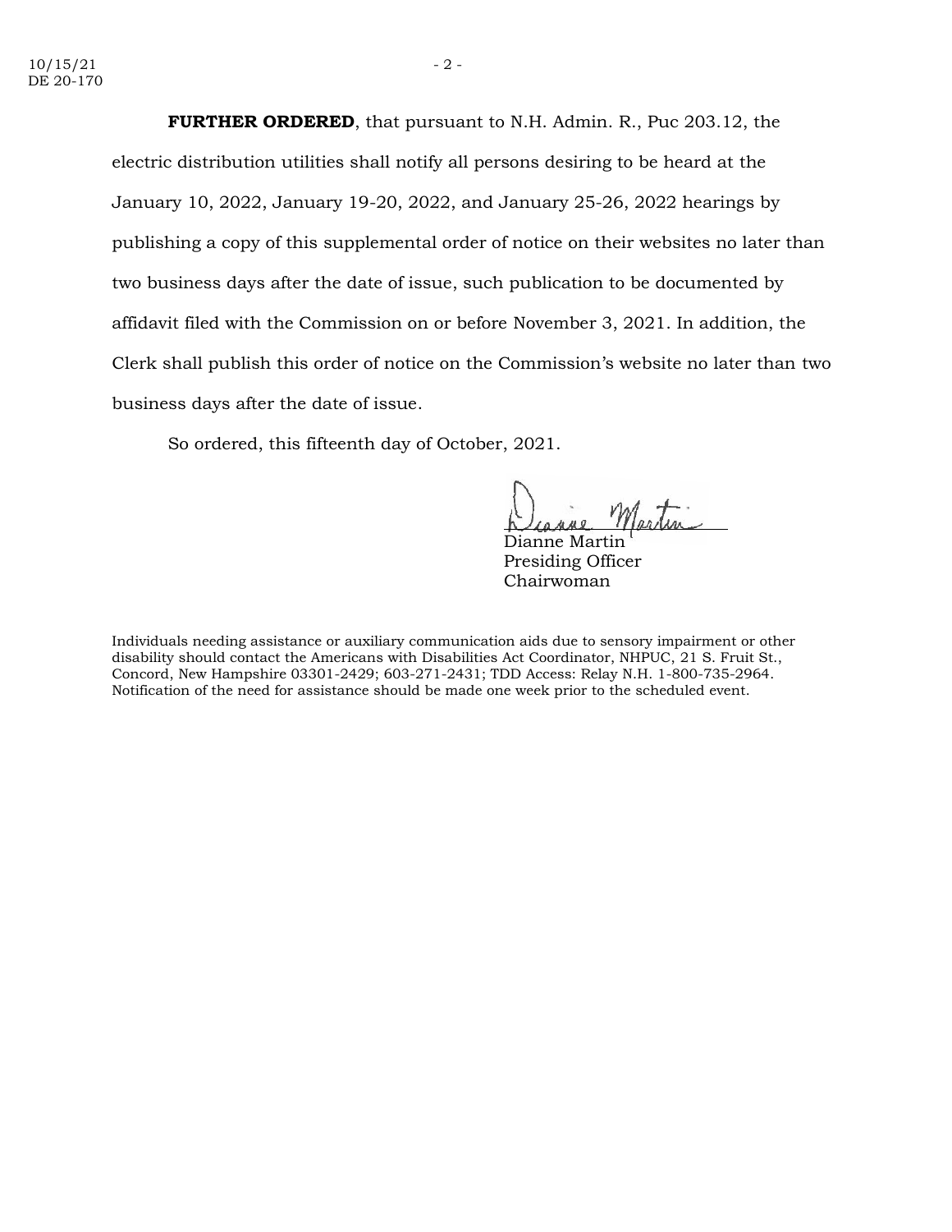**FURTHER ORDERED**, that pursuant to N.H. Admin. R., Puc 203.12, the electric distribution utilities shall notify all persons desiring to be heard at the January 10, 2022, January 19-20, 2022, and January 25-26, 2022 hearings by publishing a copy of this supplemental order of notice on their websites no later than two business days after the date of issue, such publication to be documented by affidavit filed with the Commission on or before November 3, 2021. In addition, the Clerk shall publish this order of notice on the Commission's website no later than two business days after the date of issue.

So ordered, this fifteenth day of October, 2021.

Dianne Martin
Presiding Officer
Chairwoman

Individuals needing assistance or auxiliary communication aids due to sensory impairment or other disability should contact the Americans with Disabilities Act Coordinator, NHPUC, 21 S. Fruit St., Concord, New Hampshire 03301-2429; 603-271-2431; TDD Access: Relay N.H. 1-800-735-2964. Notification of the need for assistance should be made one week prior to the scheduled event.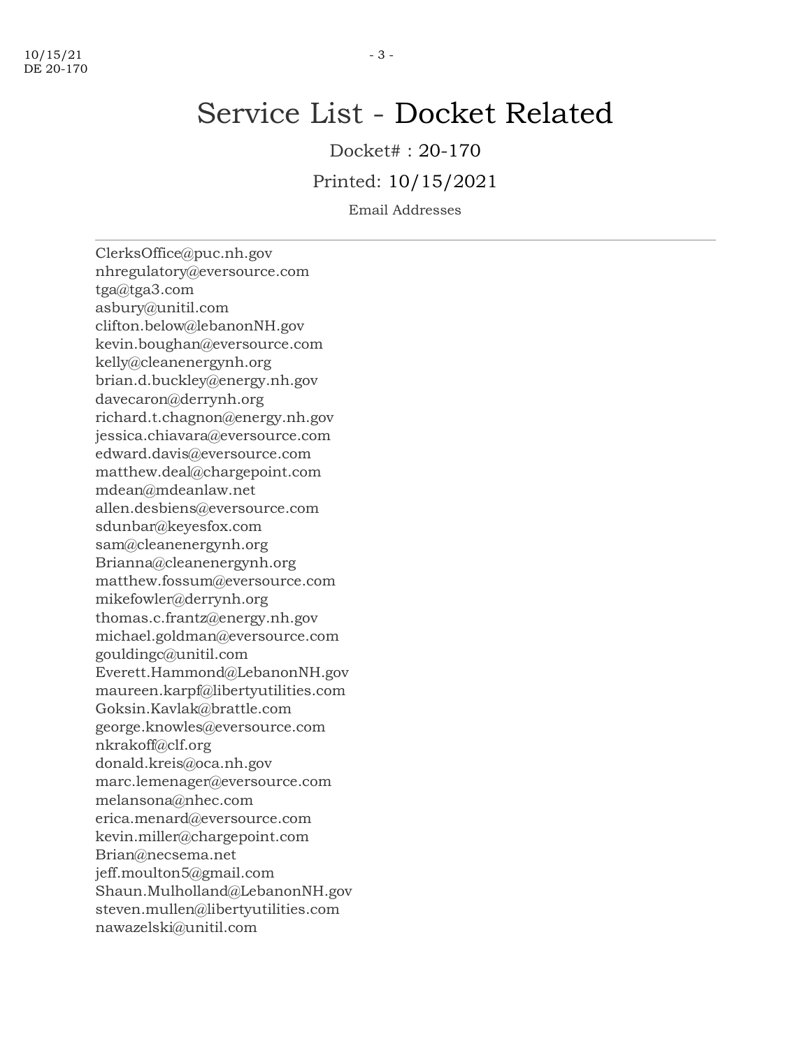# Service List - Docket Related

Docket# : 20-170

Printed: 10/15/2021

Email Addresses

---

ClerksOffice@puc.nh.gov
nhregulatory@eversource.com
tga@tga3.com
asbury@unitil.com
clifton.below@lebanonNH.gov
kevin.boughan@eversource.com
kelly@cleanenergynh.org
brian.d.buckley@energy.nh.gov
davecaron@derrynh.org
richard.t.chagnon@energy.nh.gov
jessica.chiavara@eversource.com
edward.davis@eversource.com
matthew.deal@chargepoint.com
mdean@mdeanlaw.net
allen.desbiens@eversource.com
sdunbar@keyesfox.com
sam@cleanenergynh.org
Brianna@cleanenergynh.org
matthew.fossum@eversource.com
mikefowler@derrynh.org
thomas.c.frantz@energy.nh.gov
michael.goldman@eversource.com
gouldingc@unitil.com
Everett.Hammond@LebanonNH.gov
maureen.karpf@libertyutilities.com
Goksin.Kavlak@brattle.com
george.knowles@eversource.com
nkrakoff@clf.org
donald.kreis@oca.nh.gov
marc.lemenager@eversource.com
melansona@nhec.com
erica.menard@eversource.com
kevin.miller@chargepoint.com
Brian@necsema.net
jeff.moulton5@gmail.com
Shaun.Mulholland@LebanonNH.gov
steven.mullen@libertyutilities.com
nawazelski@unitil.com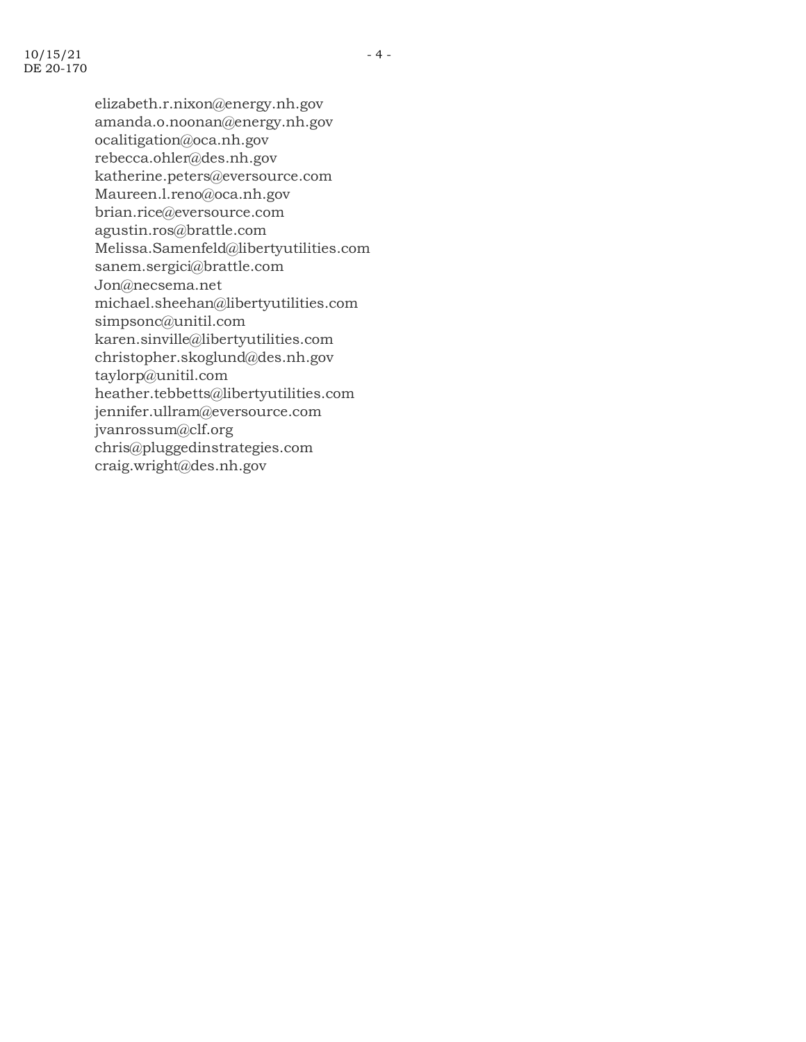elizabeth.r.nixon@energy.nh.gov
amanda.o.noonan@energy.nh.gov
ocalitigation@oca.nh.gov
rebecca.ohler@des.nh.gov
katherine.peters@eversource.com
Maureen.l.reno@oca.nh.gov
brian.rice@eversource.com
agustin.ros@brattle.com
Melissa.Samenfeld@libertyutilities.com
sanem.sergici@brattle.com
Jon@necsema.net
michael.sheehan@libertyutilities.com
simpsonc@unitil.com
karen.sinville@libertyutilities.com
christopher.skoglund@des.nh.gov
taylorp@unitil.com
heather.tebbetts@libertyutilities.com
jennifer.ullram@eversource.com
jvanrossum@clf.org
chris@pluggedinstrategies.com
craig.wright@des.nh.gov